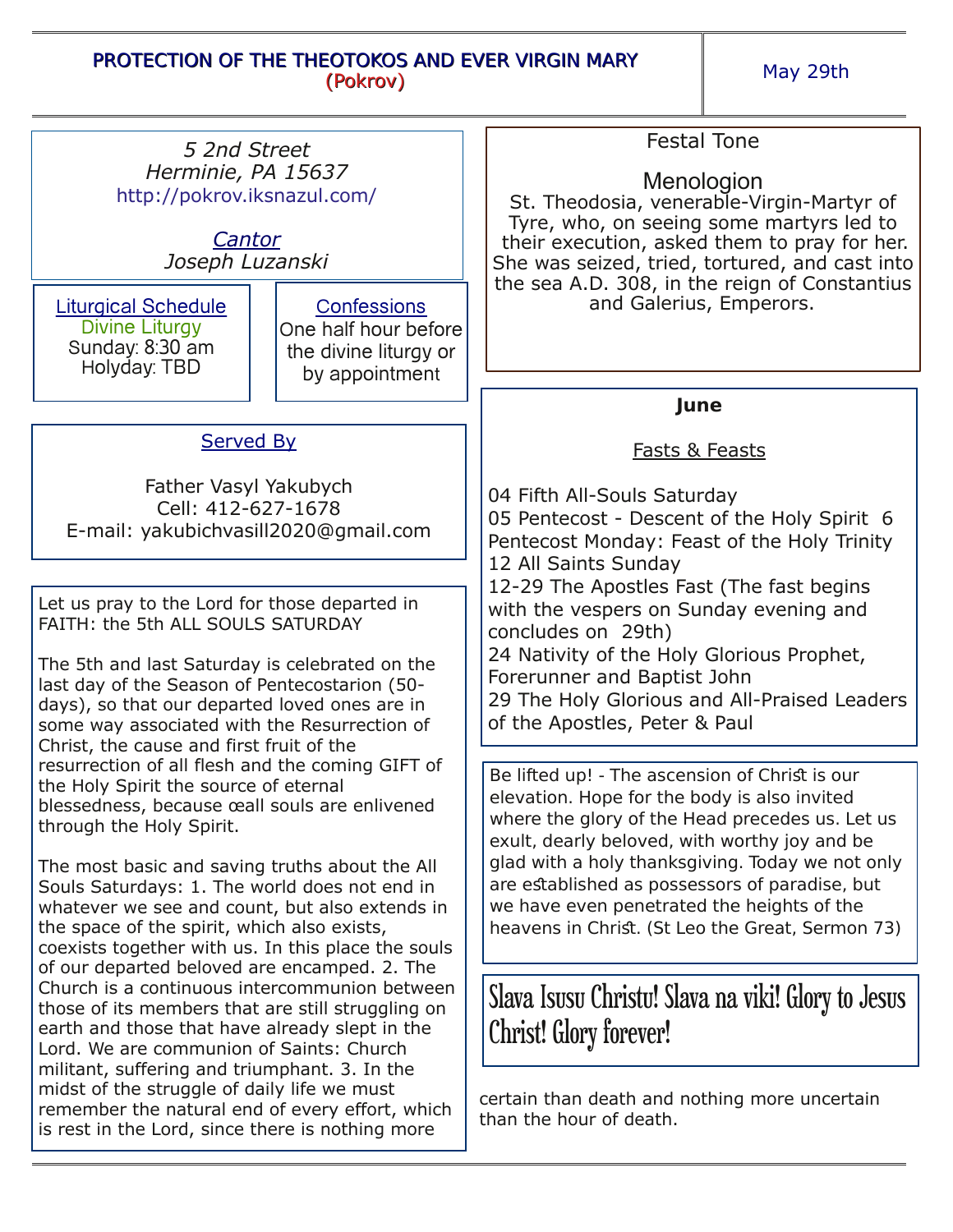# PROTECTION OF THE THEOTOKOS AND EVER VIRGIN MARY
## (Pokrov)

May 29th

*5 2nd Street*
*Herminie, PA 15637*
http://pokrov.iksnazul.com/

*Cantor*
*Joseph Luzanski*

**Liturgical Schedule**
Divine Liturgy
Sunday: 8:30 am
Holyday: TBD

**Confessions**
One half hour before the divine liturgy or by appointment

**Served By**

Father Vasyl Yakubych
Cell: 412-627-1678
E-mail: yakubichvasill2020@gmail.com

Let us pray to the Lord for those departed in FAITH: the 5th ALL SOULS SATURDAY

The 5th and last Saturday is celebrated on the last day of the Season of Pentecostarion (50-days), so that our departed loved ones are in some way associated with the Resurrection of Christ, the cause and first fruit of the resurrection of all flesh and the coming GIFT of the Holy Spirit the source of eternal blessedness, because œall souls are enlivened through the Holy Spirit.

The most basic and saving truths about the All Souls Saturdays: 1. The world does not end in whatever we see and count, but also extends in the space of the spirit, which also exists, coexists together with us. In this place the souls of our departed beloved are encamped. 2. The Church is a continuous intercommunion between those of its members that are still struggling on earth and those that have already slept in the Lord. We are communion of Saints: Church militant, suffering and triumphant. 3. In the midst of the struggle of daily life we must remember the natural end of every effort, which is rest in the Lord, since there is nothing more certain than death and nothing more uncertain than the hour of death.

**Festal Tone**

**Menologion**

St. Theodosia, venerable-Virgin-Martyr of Tyre, who, on seeing some martyrs led to their execution, asked them to pray for her. She was seized, tried, tortured, and cast into the sea A.D. 308, in the reign of Constantius and Galerius, Emperors.

**June**

**Fasts & Feasts**

04 Fifth All-Souls Saturday
05 Pentecost - Descent of the Holy Spirit 6 Pentecost Monday: Feast of the Holy Trinity
12 All Saints Sunday
12-29 The Apostles Fast (The fast begins with the vespers on Sunday evening and concludes on 29th)
24 Nativity of the Holy Glorious Prophet, Forerunner and Baptist John
29 The Holy Glorious and All-Praised Leaders of the Apostles, Peter & Paul

Be lifted up! - The ascension of Christ is our elevation. Hope for the body is also invited where the glory of the Head precedes us. Let us exult, dearly beloved, with worthy joy and be glad with a holy thanksgiving. Today we not only are established as possessors of paradise, but we have even penetrated the heights of the heavens in Christ. (St Leo the Great, Sermon 73)

**Slava Isusu Christu! Slava na viki! Glory to Jesus Christ! Glory forever!**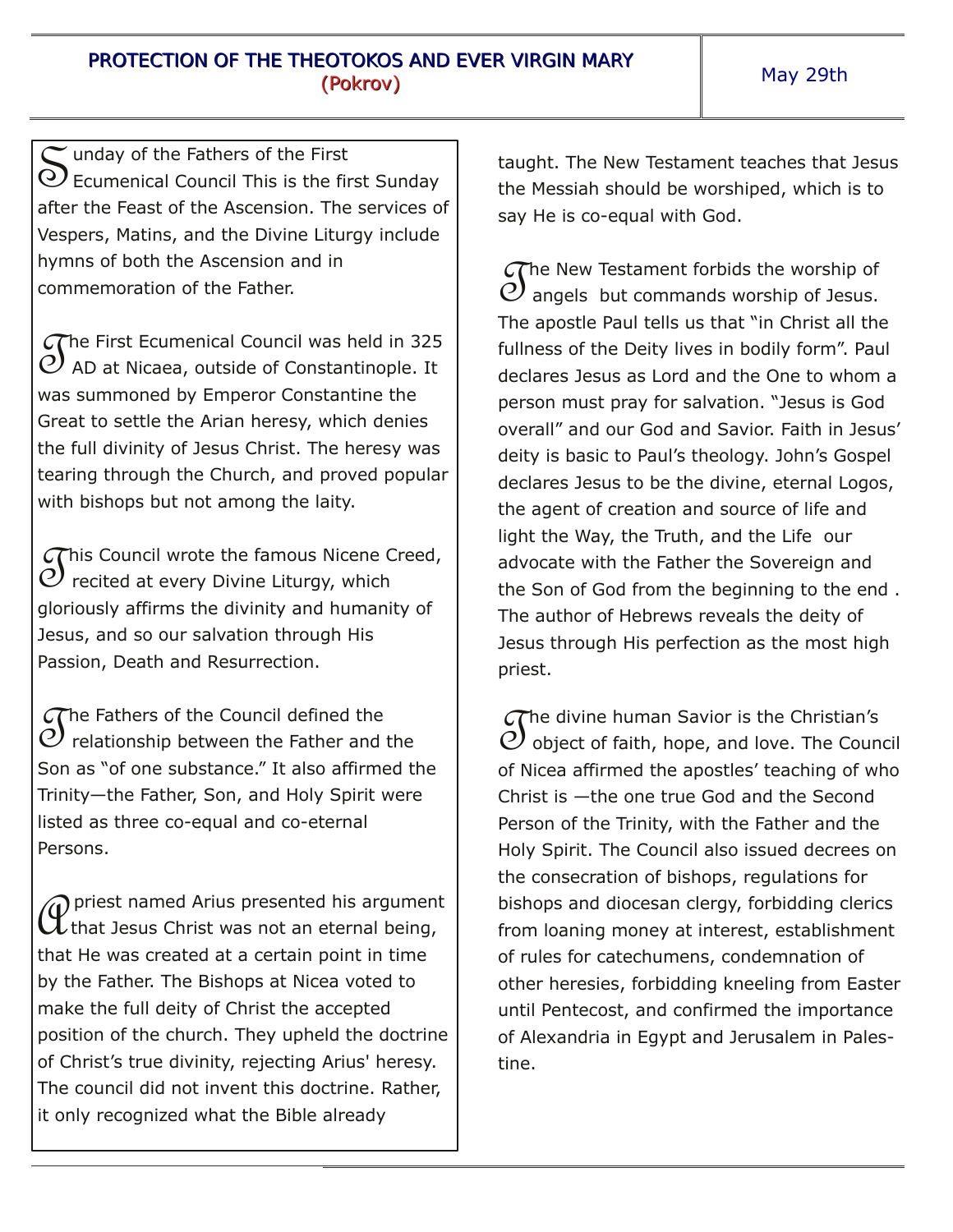PROTECTION OF THE THEOTOKOS AND EVER VIRGIN MARY
(Pokrov)

May 29th

Sunday of the Fathers of the First Ecumenical Council This is the first Sunday after the Feast of the Ascension. The services of Vespers, Matins, and the Divine Liturgy include hymns of both the Ascension and in commemoration of the Father.

The First Ecumenical Council was held in 325 AD at Nicaea, outside of Constantinople. It was summoned by Emperor Constantine the Great to settle the Arian heresy, which denies the full divinity of Jesus Christ. The heresy was tearing through the Church, and proved popular with bishops but not among the laity.

This Council wrote the famous Nicene Creed, recited at every Divine Liturgy, which gloriously affirms the divinity and humanity of Jesus, and so our salvation through His Passion, Death and Resurrection.

The Fathers of the Council defined the relationship between the Father and the Son as "of one substance." It also affirmed the Trinity—the Father, Son, and Holy Spirit were listed as three co-equal and co-eternal Persons.

A priest named Arius presented his argument that Jesus Christ was not an eternal being, that He was created at a certain point in time by the Father. The Bishops at Nicea voted to make the full deity of Christ the accepted position of the church. They upheld the doctrine of Christ's true divinity, rejecting Arius' heresy. The council did not invent this doctrine. Rather, it only recognized what the Bible already taught. The New Testament teaches that Jesus the Messiah should be worshiped, which is to say He is co-equal with God.

The New Testament forbids the worship of angels but commands worship of Jesus. The apostle Paul tells us that "in Christ all the fullness of the Deity lives in bodily form". Paul declares Jesus as Lord and the One to whom a person must pray for salvation. "Jesus is God overall" and our God and Savior. Faith in Jesus' deity is basic to Paul's theology. John's Gospel declares Jesus to be the divine, eternal Logos, the agent of creation and source of life and light the Way, the Truth, and the Life our advocate with the Father the Sovereign and the Son of God from the beginning to the end . The author of Hebrews reveals the deity of Jesus through His perfection as the most high priest.

The divine human Savior is the Christian's object of faith, hope, and love. The Council of Nicea affirmed the apostles' teaching of who Christ is —the one true God and the Second Person of the Trinity, with the Father and the Holy Spirit. The Council also issued decrees on the consecration of bishops, regulations for bishops and diocesan clergy, forbidding clerics from loaning money at interest, establishment of rules for catechumens, condemnation of other heresies, forbidding kneeling from Easter until Pentecost, and confirmed the importance of Alexandria in Egypt and Jerusalem in Palestine.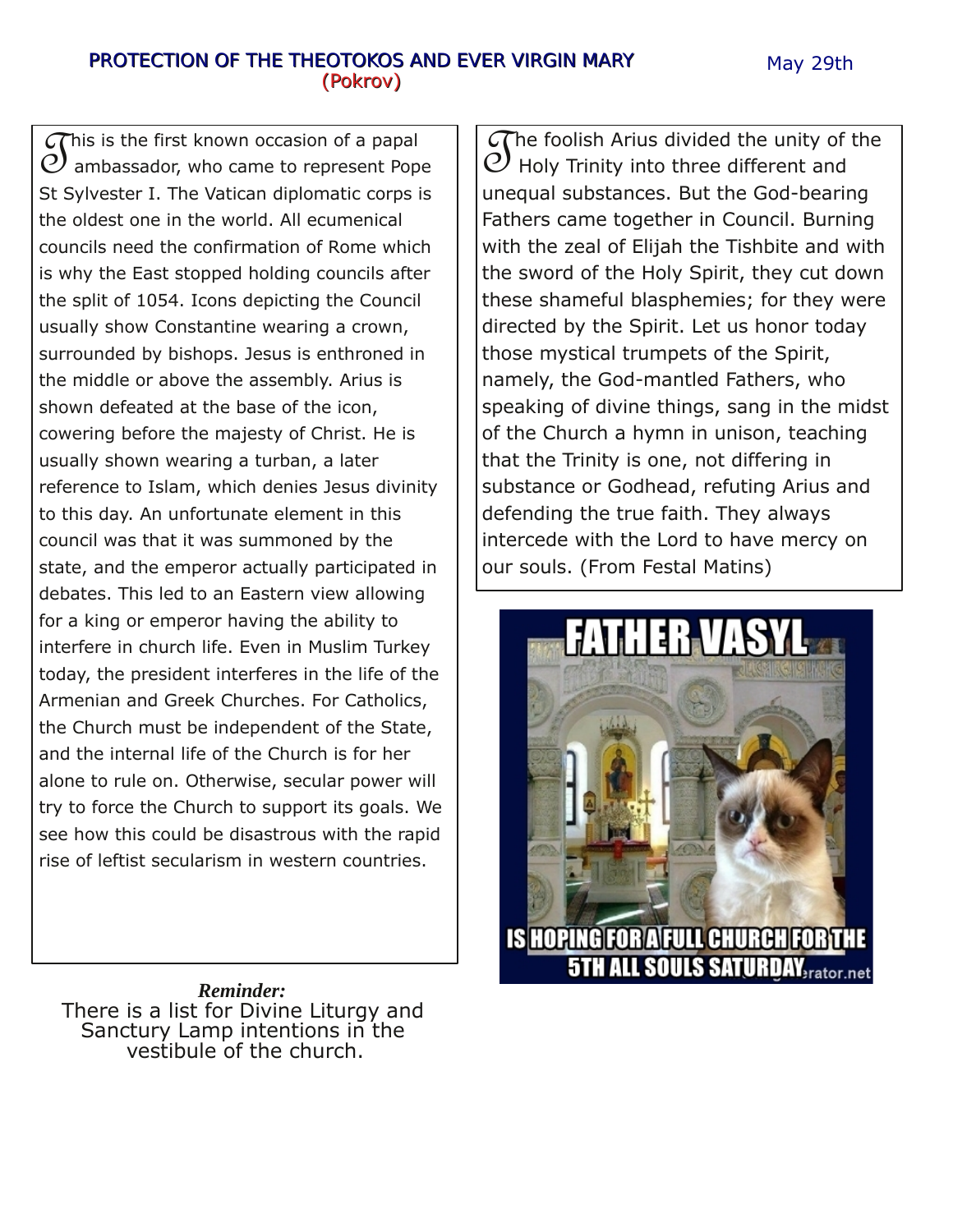This is the first known occasion of a papal ambassador, who came to represent Pope St Sylvester I. The Vatican diplomatic corps is the oldest one in the world. All ecumenical councils need the confirmation of Rome which is why the East stopped holding councils after the split of 1054. Icons depicting the Council usually show Constantine wearing a crown, surrounded by bishops. Jesus is enthroned in the middle or above the assembly. Arius is shown defeated at the base of the icon, cowering before the majesty of Christ. He is usually shown wearing a turban, a later reference to Islam, which denies Jesus divinity to this day. An unfortunate element in this council was that it was summoned by the state, and the emperor actually participated in debates. This led to an Eastern view allowing for a king or emperor having the ability to interfere in church life. Even in Muslim Turkey today, the president interferes in the life of the Armenian and Greek Churches. For Catholics, the Church must be independent of the State, and the internal life of the Church is for her alone to rule on. Otherwise, secular power will try to force the Church to support its goals. We see how this could be disastrous with the rapid rise of leftist secularism in western countries.

***Reminder:***

There is a list for Divine Liturgy and Sanctury Lamp intentions in the vestibule of the church.

The foolish Arius divided the unity of the Holy Trinity into three different and unequal substances. But the God-bearing Fathers came together in Council. Burning with the zeal of Elijah the Tishbite and with the sword of the Holy Spirit, they cut down these shameful blasphemies; for they were directed by the Spirit. Let us honor today those mystical trumpets of the Spirit, namely, the God-mantled Fathers, who speaking of divine things, sang in the midst of the Church a hymn in unison, teaching that the Trinity is one, not differing in substance or Godhead, refuting Arius and defending the true faith. They always intercede with the Lord to have mercy on our souls. (From Festal Matins)